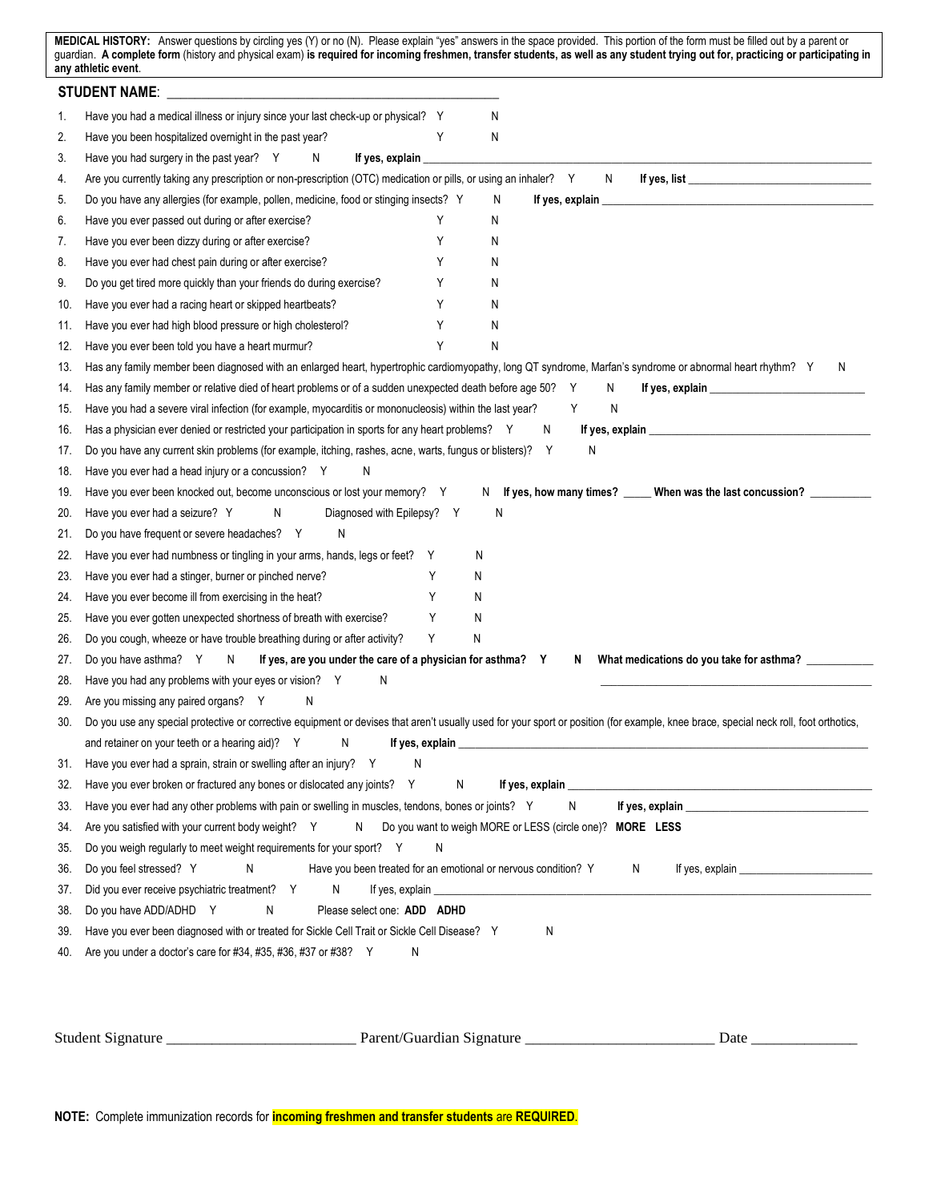**MEDICAL HISTORY:** Answer questions by circling yes (Y) or no (N). Please explain "yes" answers in the space provided. This portion of the form must be filled out by a parent or guardian. **A complete form** (history and physical exam) **is required for incoming freshmen, transfer students, as well as any student trying out for, practicing or participating in any athletic event**.

**STUDENT NAME**: ______________________________________________

1. Have you had a medical illness or injury since your last check-up or physical? Y N
2. Have you been hospitalized overnight in the past year? Y N
3. Have you had surgery in the past year? Y N **If yes, explain** ______________________________
4. Are you currently taking any prescription or non-prescription (OTC) medication or pills, or using an inhaler? Y N **If yes, list** ______________________________
5. Do you have any allergies (for example, pollen, medicine, food or stinging insects? Y N **If yes, explain** ______________________________
6. Have you ever passed out during or after exercise? Y N
7. Have you ever been dizzy during or after exercise? Y N
8. Have you ever had chest pain during or after exercise? Y N
9. Do you get tired more quickly than your friends do during exercise? Y N
10. Have you ever had a racing heart or skipped heartbeats? Y N
11. Have you ever had high blood pressure or high cholesterol? Y N
12. Have you ever been told you have a heart murmur? Y N
13. Has any family member been diagnosed with an enlarged heart, hypertrophic cardiomyopathy, long QT syndrome, Marfan's syndrome or abnormal heart rhythm? Y N
14. Has any family member or relative died of heart problems or of a sudden unexpected death before age 50? Y N **If yes, explain** ______________________________
15. Have you had a severe viral infection (for example, myocarditis or mononucleosis) within the last year? Y N
16. Has a physician ever denied or restricted your participation in sports for any heart problems? Y N **If yes, explain** ______________________________
17. Do you have any current skin problems (for example, itching, rashes, acne, warts, fungus or blisters)? Y N
18. Have you ever had a head injury or a concussion? Y N
19. Have you ever been knocked out, become unconscious or lost your memory? Y N **If yes, how many times?** _____ **When was the last concussion?** __________
20. Have you ever had a seizure? Y N Diagnosed with Epilepsy? Y N
21. Do you have frequent or severe headaches? Y N
22. Have you ever had numbness or tingling in your arms, hands, legs or feet? Y N
23. Have you ever had a stinger, burner or pinched nerve? Y N
24. Have you ever become ill from exercising in the heat? Y N
25. Have you ever gotten unexpected shortness of breath with exercise? Y N
26. Do you cough, wheeze or have trouble breathing during or after activity? Y N
27. Do you have asthma? Y N **If yes, are you under the care of a physician for asthma? Y N What medications do you take for asthma?** ______________________________
28. Have you had any problems with your eyes or vision? Y N
29. Are you missing any paired organs? Y N
30. Do you use any special protective or corrective equipment or devises that aren't usually used for your sport or position (for example, knee brace, special neck roll, foot orthotics, and retainer on your teeth or a hearing aid)? Y N **If yes, explain** ______________________________
31. Have you ever had a sprain, strain or swelling after an injury? Y N
32. Have you ever broken or fractured any bones or dislocated any joints? Y N **If yes, explain** ______________________________
33. Have you ever had any other problems with pain or swelling in muscles, tendons, bones or joints? Y N **If yes, explain** ______________________________
34. Are you satisfied with your current body weight? Y N Do you want to weigh MORE or LESS (circle one)? **MORE LESS**
35. Do you weigh regularly to meet weight requirements for your sport? Y N
36. Do you feel stressed? Y N Have you been treated for an emotional or nervous condition? Y N If yes, explain ______________________________
37. Did you ever receive psychiatric treatment? Y N If yes, explain ______________________________
38. Do you have ADD/ADHD Y N Please select one: **ADD ADHD**
39. Have you ever been diagnosed with or treated for Sickle Cell Trait or Sickle Cell Disease? Y N
40. Are you under a doctor's care for #34, #35, #36, #37 or #38? Y N

Student Signature ________________________ Parent/Guardian Signature ________________________ Date ______________

**NOTE:** Complete immunization records for **incoming freshmen and transfer students** are **REQUIRED**.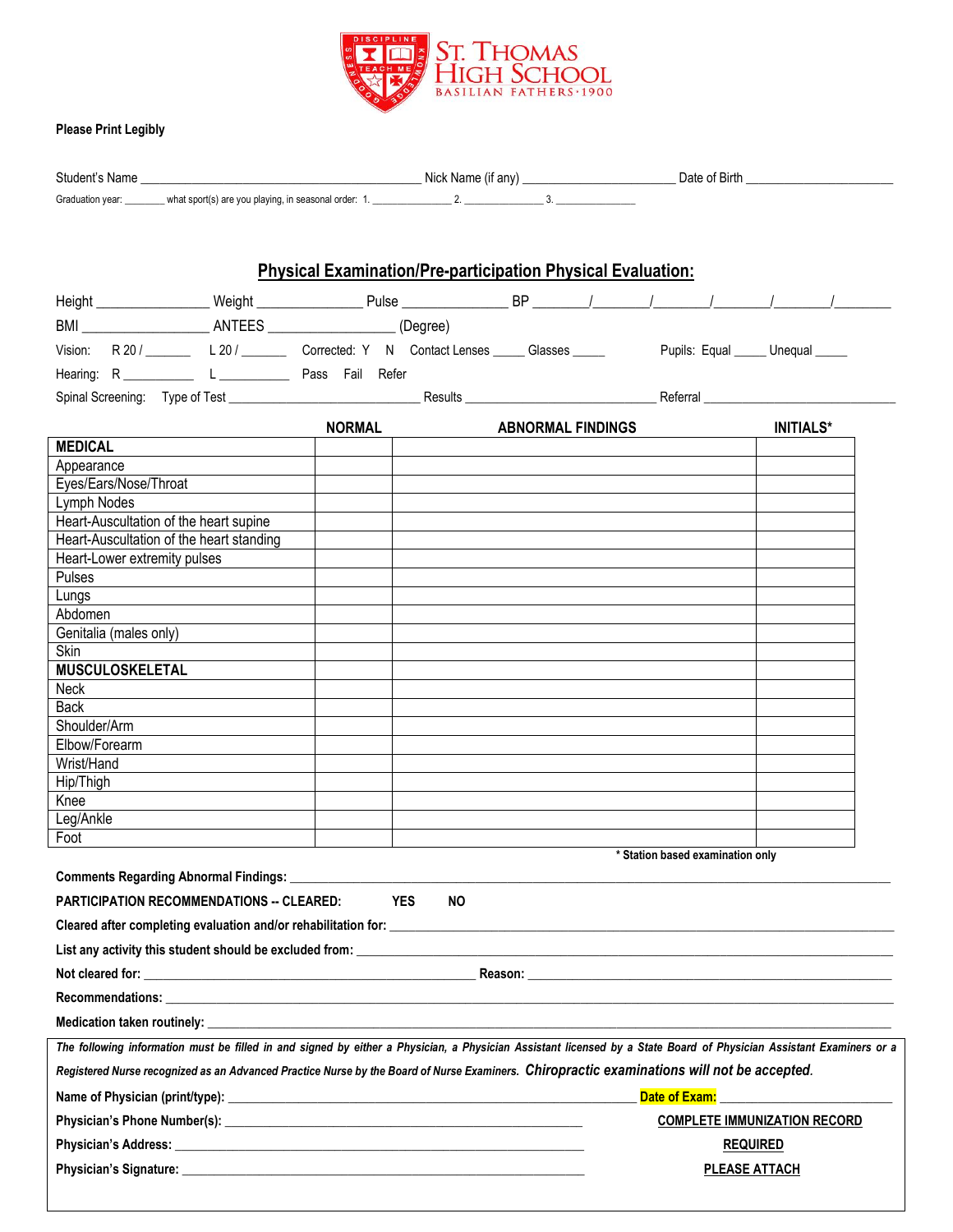ST. THOMAS HIGH SCHOOL
BASILIAN FATHERS · 1900

**Please Print Legibly**

Student's Name ____________________________ Nick Name (if any) ____________________ Date of Birth ____________________

Graduation year: ________ what sport(s) are you playing, in seasonal order: 1. ______________ 2. ______________ 3. ______________

## Physical Examination/Pre-participation Physical Evaluation:

Height ______________ Weight ______________ Pulse ______________ BP _______/_______/_______/_______/_______/_______

BMI ________________ ANTEES ________________ (Degree)

Vision: R 20 / ______ L 20 / ______ Corrected: Y N Contact Lenses _____ Glasses _____ Pupils: Equal _____ Unequal _____

Hearing: R __________ L __________ Pass Fail Refer

Spinal Screening: Type of Test ________________________ Results ________________________ Referral ________________________

| | NORMAL | ABNORMAL FINDINGS | INITIALS* |
|---|---|---|---|
| **MEDICAL** | | | |
| Appearance | | | |
| Eyes/Ears/Nose/Throat | | | |
| Lymph Nodes | | | |
| Heart-Auscultation of the heart supine | | | |
| Heart-Auscultation of the heart standing | | | |
| Heart-Lower extremity pulses | | | |
| Pulses | | | |
| Lungs | | | |
| Abdomen | | | |
| Genitalia (males only) | | | |
| Skin | | | |
| **MUSCULOSKELETAL** | | | |
| Neck | | | |
| Back | | | |
| Shoulder/Arm | | | |
| Elbow/Forearm | | | |
| Wrist/Hand | | | |
| Hip/Thigh | | | |
| Knee | | | |
| Leg/Ankle | | | |
| Foot | | | |

**\* Station based examination only**

**Comments Regarding Abnormal Findings:** ________________________________________________

**PARTICIPATION RECOMMENDATIONS -- CLEARED: YES NO**

**Cleared after completing evaluation and/or rehabilitation for:** ________________________________________________

**List any activity this student should be excluded from:** ________________________________________________

**Not cleared for:** ________________________________ **Reason:** ________________________________

**Recommendations:** ________________________________________________

**Medication taken routinely:** ________________________________________________

***The following information must be filled in and signed by either a Physician, a Physician Assistant licensed by a State Board of Physician Assistant Examiners or a Registered Nurse recognized as an Advanced Practice Nurse by the Board of Nurse Examiners.*** *Chiropractic examinations will not be accepted.*

**Name of Physician (print/type):** ________________________________ **Date of Exam:** ____________________

**Physician's Phone Number(s):** ________________________________

**Physician's Address:** ________________________________

**Physician's Signature:** ________________________________

**COMPLETE IMMUNIZATION RECORD**

**REQUIRED**

**PLEASE ATTACH**